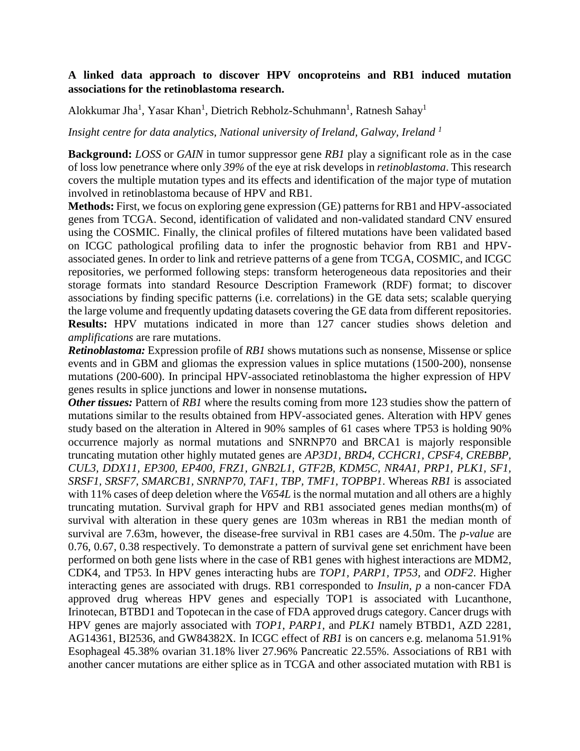**A linked data approach to discover HPV oncoproteins and RB1 induced mutation associations for the retinoblastoma research.**

Alokkumar Jha[1], Yasar Khan[1], Dietrich Rebholz-Schuhmann[1], Ratnesh Sahay[1]

*Insight centre for data analytics, National university of Ireland, Galway, Ireland [1]*

**Background:** *LOSS* or *GAIN* in tumor suppressor gene *RB1* play a significant role as in the case of loss low penetrance where only *39%* of the eye at risk develops in *retinoblastoma*. This research covers the multiple mutation types and its effects and identification of the major type of mutation involved in retinoblastoma because of HPV and RB1.

**Methods:** First, we focus on exploring gene expression (GE) patterns for RB1 and HPV-associated genes from TCGA. Second, identification of validated and non-validated standard CNV ensured using the COSMIC. Finally, the clinical profiles of filtered mutations have been validated based on ICGC pathological profiling data to infer the prognostic behavior from RB1 and HPV-associated genes. In order to link and retrieve patterns of a gene from TCGA, COSMIC, and ICGC repositories, we performed following steps: transform heterogeneous data repositories and their storage formats into standard Resource Description Framework (RDF) format; to discover associations by finding specific patterns (i.e. correlations) in the GE data sets; scalable querying the large volume and frequently updating datasets covering the GE data from different repositories.

**Results:** HPV mutations indicated in more than 127 cancer studies shows deletion and *amplifications* are rare mutations.

***Retinoblastoma:*** Expression profile of *RB1* shows mutations such as nonsense, Missense or splice events and in GBM and gliomas the expression values in splice mutations (1500-200), nonsense mutations (200-600). In principal HPV-associated retinoblastoma the higher expression of HPV genes results in splice junctions and lower in nonsense mutations**.**

***Other tissues:*** Pattern of *RB1* where the results coming from more 123 studies show the pattern of mutations similar to the results obtained from HPV-associated genes. Alteration with HPV genes study based on the alteration in Altered in 90% samples of 61 cases where TP53 is holding 90% occurrence majorly as normal mutations and SNRNP70 and BRCA1 is majorly responsible truncating mutation other highly mutated genes are *AP3D1, BRD4, CCHCR1, CPSF4, CREBBP, CUL3, DDX11, EP300, EP400, FRZ1, GNB2L1, GTF2B, KDM5C, NR4A1, PRP1, PLK1, SF1, SRSF1, SRSF7, SMARCB1, SNRNP70, TAF1, TBP, TMF1, TOPBP1*. Whereas *RB1* is associated with 11% cases of deep deletion where the *V654L* is the normal mutation and all others are a highly truncating mutation. Survival graph for HPV and RB1 associated genes median months(m) of survival with alteration in these query genes are 103m whereas in RB1 the median month of survival are 7.63m, however, the disease-free survival in RB1 cases are 4.50m. The *p-value* are 0.76, 0.67, 0.38 respectively. To demonstrate a pattern of survival gene set enrichment have been performed on both gene lists where in the case of RB1 genes with highest interactions are MDM2, CDK4, and TP53. In HPV genes interacting hubs are *TOP1, PARP1, TP53,* and *ODF2*. Higher interacting genes are associated with drugs. RB1 corresponded to *Insulin, p* a non-cancer FDA approved drug whereas HPV genes and especially TOP1 is associated with Lucanthone, Irinotecan, BTBD1 and Topotecan in the case of FDA approved drugs category. Cancer drugs with HPV genes are majorly associated with *TOP1, PARP1,* and *PLK1* namely BTBD1, AZD 2281, AG14361, BI2536, and GW84382X. In ICGC effect of *RB1* is on cancers e.g. melanoma 51.91% Esophageal 45.38% ovarian 31.18% liver 27.96% Pancreatic 22.55%. Associations of RB1 with another cancer mutations are either splice as in TCGA and other associated mutation with RB1 is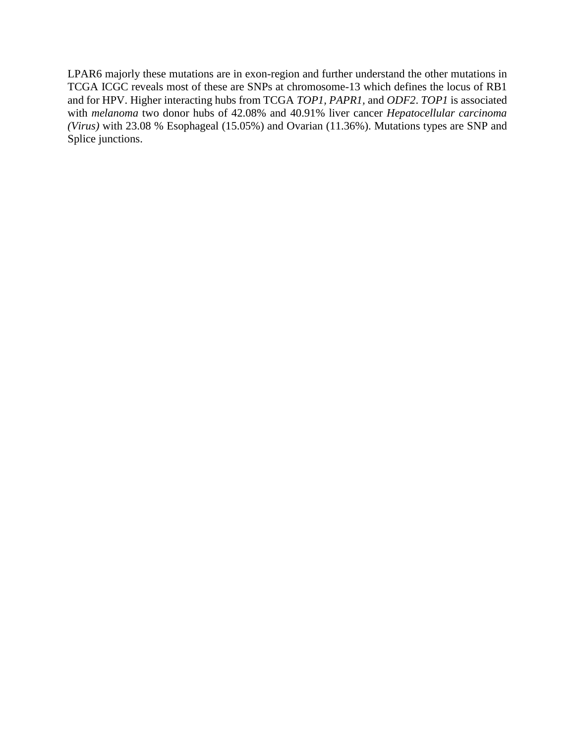LPAR6 majorly these mutations are in exon-region and further understand the other mutations in TCGA ICGC reveals most of these are SNPs at chromosome-13 which defines the locus of RB1 and for HPV. Higher interacting hubs from TCGA *TOP1*, *PAPR1*, and *ODF2*. *TOP1* is associated with *melanoma* two donor hubs of 42.08% and 40.91% liver cancer *Hepatocellular carcinoma (Virus)* with 23.08 % Esophageal (15.05%) and Ovarian (11.36%). Mutations types are SNP and Splice junctions.